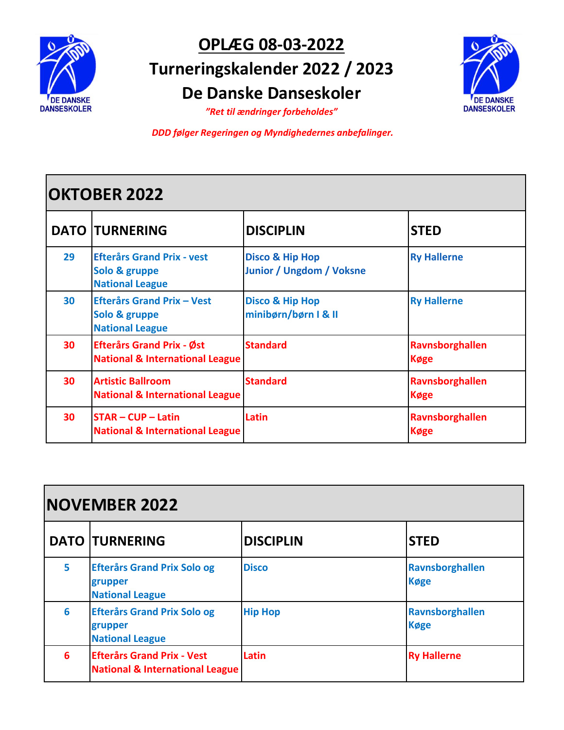# OPLÆG 08-03-2022

# Turneringskalender 2022 / 2023

# De Danske Danseskoler

*"Ret til ændringer forbeholdes"*

*DDD følger Regeringen og Myndighedernes anbefalinger.*

## OKTOBER 2022

| DATO | TURNERING | DISCIPLIN | STED |
|---|---|---|---|
| 29 | Efterårs Grand Prix - vest<br>Solo & gruppe<br>National League | Disco & Hip Hop<br>Junior / Ungdom / Voksne | Ry Hallerne |
| 30 | Efterårs Grand Prix – Vest<br>Solo & gruppe<br>National League | Disco & Hip Hop<br>minibørn/børn I & II | Ry Hallerne |
| 30 | Efterårs Grand Prix - Øst<br>National & International League | Standard | Ravnsborghallen<br>Køge |
| 30 | Artistic Ballroom<br>National & International League | Standard | Ravnsborghallen<br>Køge |
| 30 | STAR – CUP – Latin<br>National & International League | Latin | Ravnsborghallen<br>Køge |

## NOVEMBER 2022

| DATO | TURNERING | DISCIPLIN | STED |
|---|---|---|---|
| 5 | Efterårs Grand Prix Solo og grupper<br>National League | Disco | Ravnsborghallen<br>Køge |
| 6 | Efterårs Grand Prix Solo og grupper<br>National League | Hip Hop | Ravnsborghallen<br>Køge |
| 6 | Efterårs Grand Prix - Vest<br>National & International League | Latin | Ry Hallerne |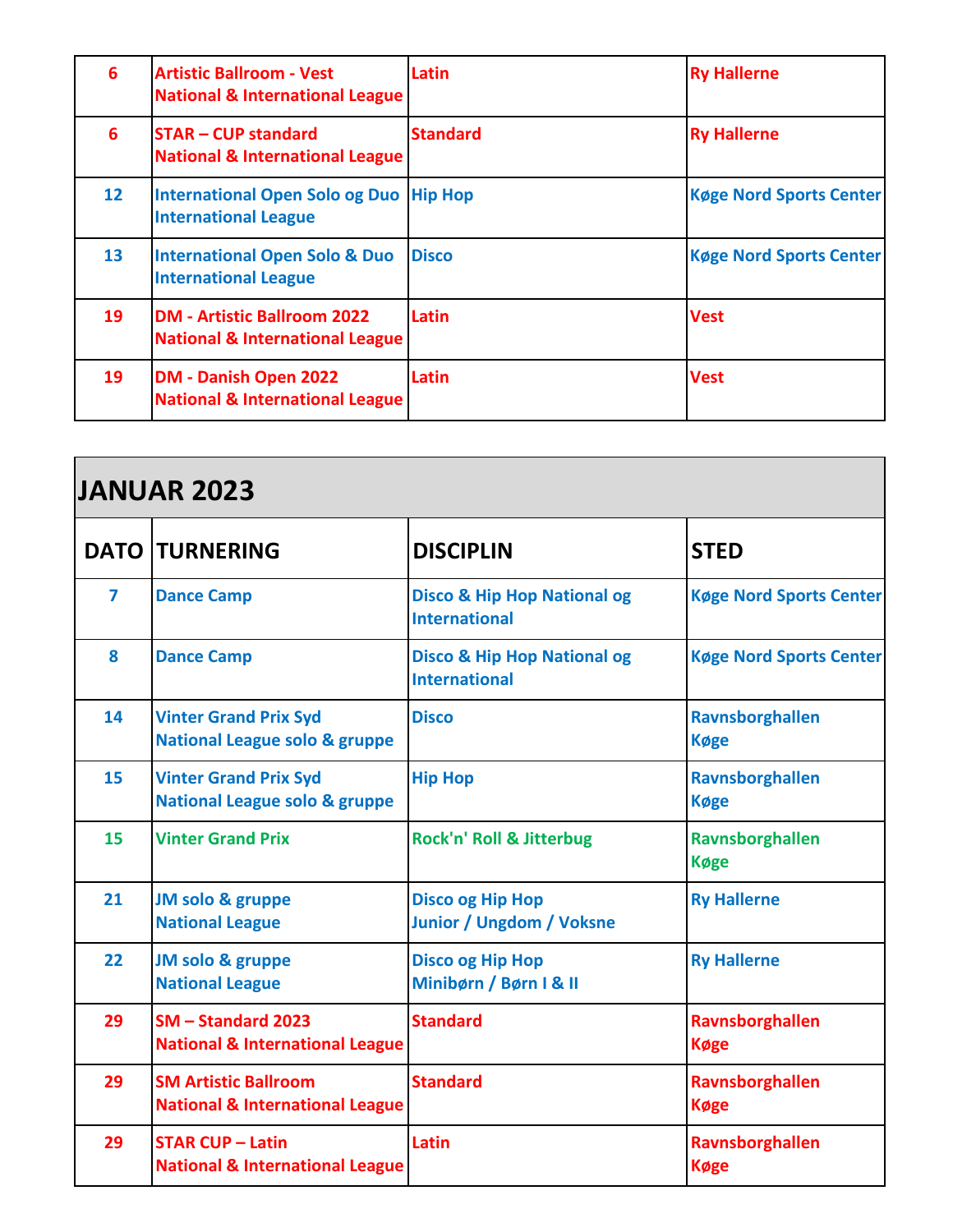| | | | |
|---|---|---|---|
| 6 | Artistic Ballroom - Vest<br>National & International League | Latin | Ry Hallerne |
| 6 | STAR – CUP standard<br>National & International League | Standard | Ry Hallerne |
| 12 | International Open Solo og Duo<br>International League | Hip Hop | Køge Nord Sports Center |
| 13 | International Open Solo & Duo<br>International League | Disco | Køge Nord Sports Center |
| 19 | DM - Artistic Ballroom 2022<br>National & International League | Latin | Vest |
| 19 | DM - Danish Open 2022<br>National & International League | Latin | Vest |

## JANUAR 2023

| DATO | TURNERING | DISCIPLIN | STED |
|---|---|---|---|
| 7 | Dance Camp | Disco & Hip Hop National og International | Køge Nord Sports Center |
| 8 | Dance Camp | Disco & Hip Hop National og International | Køge Nord Sports Center |
| 14 | Vinter Grand Prix Syd<br>National League solo & gruppe | Disco | Ravnsborghallen<br>Køge |
| 15 | Vinter Grand Prix Syd<br>National League solo & gruppe | Hip Hop | Ravnsborghallen<br>Køge |
| 15 | Vinter Grand Prix | Rock'n' Roll & Jitterbug | Ravnsborghallen<br>Køge |
| 21 | JM solo & gruppe<br>National League | Disco og Hip Hop<br>Junior / Ungdom / Voksne | Ry Hallerne |
| 22 | JM solo & gruppe<br>National League | Disco og Hip Hop<br>Minibørn / Børn I & II | Ry Hallerne |
| 29 | SM – Standard 2023<br>National & International League | Standard | Ravnsborghallen<br>Køge |
| 29 | SM Artistic Ballroom<br>National & International League | Standard | Ravnsborghallen<br>Køge |
| 29 | STAR CUP – Latin<br>National & International League | Latin | Ravnsborghallen<br>Køge |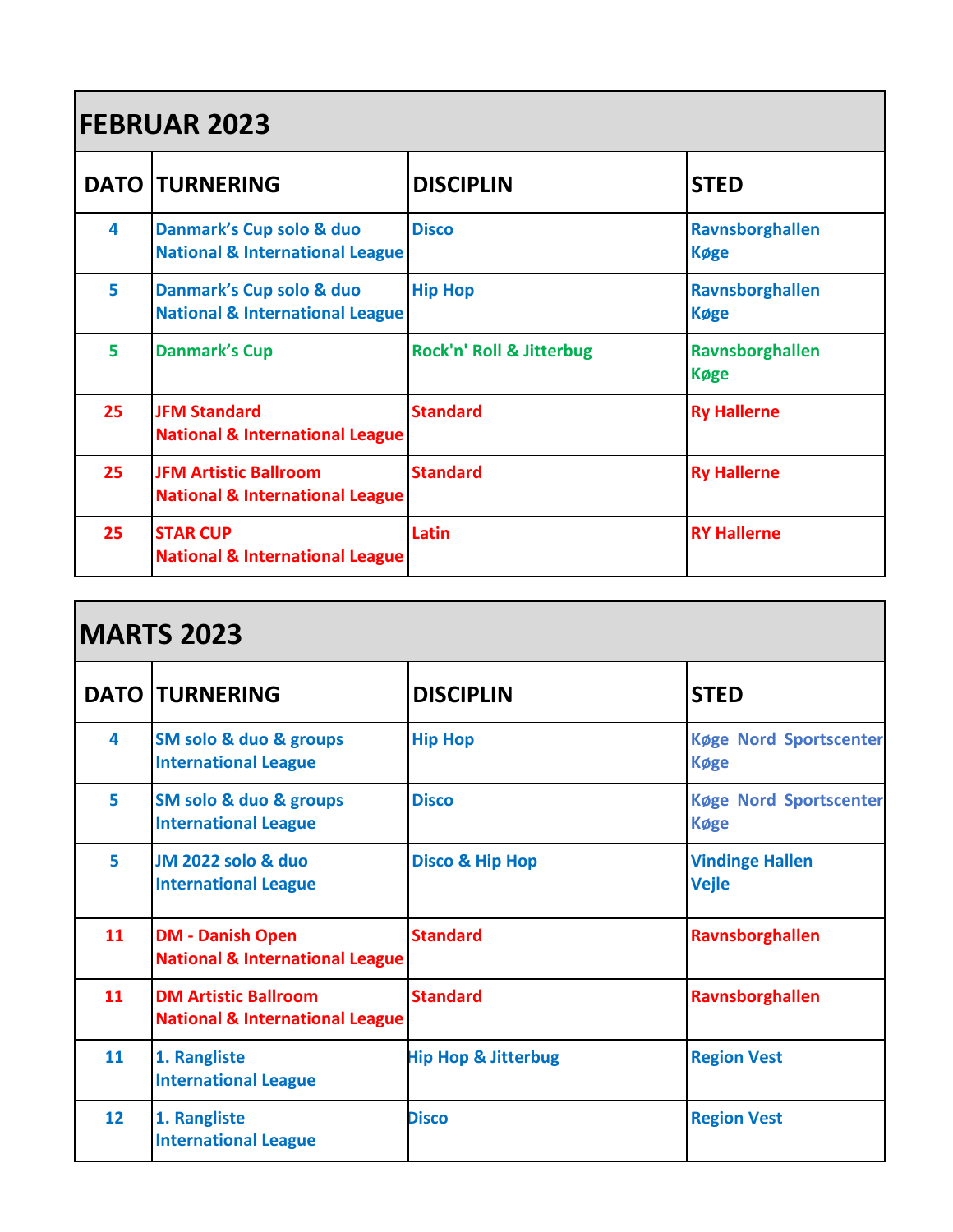## FEBRUAR 2023

| DATO | TURNERING | DISCIPLIN | STED |
|---|---|---|---|
| 4 | Danmark's Cup solo & duo National & International League | Disco | Ravnsborghallen Køge |
| 5 | Danmark's Cup solo & duo National & International League | Hip Hop | Ravnsborghallen Køge |
| 5 | Danmark's Cup | Rock'n' Roll & Jitterbug | Ravnsborghallen Køge |
| 25 | JFM Standard National & International League | Standard | Ry Hallerne |
| 25 | JFM Artistic Ballroom National & International League | Standard | Ry Hallerne |
| 25 | STAR CUP National & International League | Latin | RY Hallerne |

## MARTS 2023

| DATO | TURNERING | DISCIPLIN | STED |
|---|---|---|---|
| 4 | SM solo & duo & groups International League | Hip Hop | Køge Nord Sportscenter Køge |
| 5 | SM solo & duo & groups International League | Disco | Køge Nord Sportscenter Køge |
| 5 | JM 2022 solo & duo International League | Disco & Hip Hop | Vindinge Hallen Vejle |
| 11 | DM - Danish Open National & International League | Standard | Ravnsborghallen |
| 11 | DM Artistic Ballroom National & International League | Standard | Ravnsborghallen |
| 11 | 1. Rangliste International League | Hip Hop & Jitterbug | Region Vest |
| 12 | 1. Rangliste International League | Disco | Region Vest |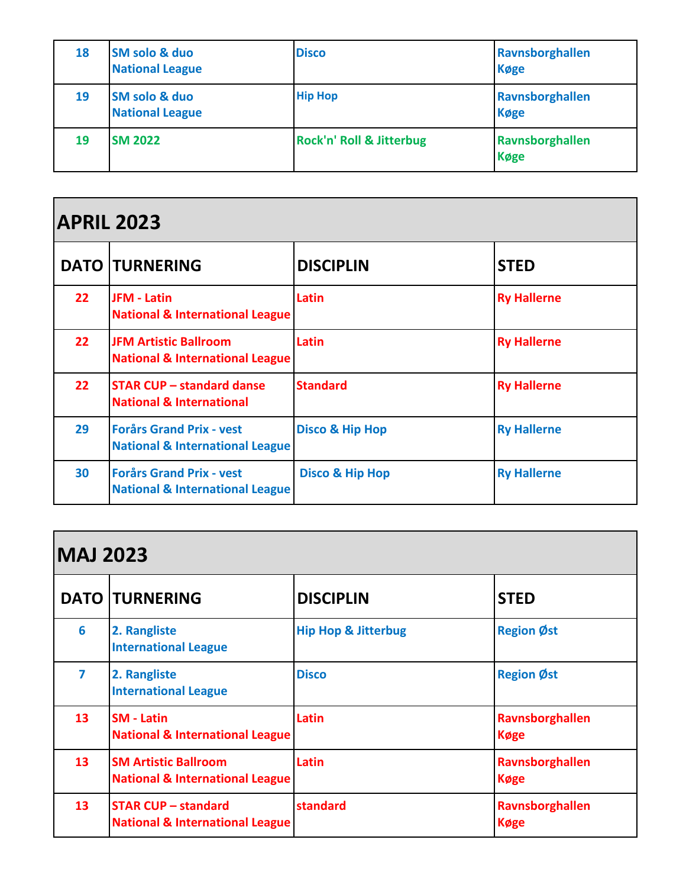| | | | |
|---|---|---|---|
| 18 | SM solo & duo<br>National League | Disco | Ravnsborghallen<br>Køge |
| 19 | SM solo & duo<br>National League | Hip Hop | Ravnsborghallen<br>Køge |
| 19 | SM 2022 | Rock'n' Roll & Jitterbug | Ravnsborghallen<br>Køge |

## APRIL 2023

| DATO | TURNERING | DISCIPLIN | STED |
|---|---|---|---|
| 22 | JFM - Latin<br>National & International League | Latin | Ry Hallerne |
| 22 | JFM Artistic Ballroom<br>National & International League | Latin | Ry Hallerne |
| 22 | STAR CUP – standard danse<br>National & International | Standard | Ry Hallerne |
| 29 | Forårs Grand Prix - vest<br>National & International League | Disco & Hip Hop | Ry Hallerne |
| 30 | Forårs Grand Prix - vest<br>National & International League | Disco & Hip Hop | Ry Hallerne |

## MAJ 2023

| DATO | TURNERING | DISCIPLIN | STED |
|---|---|---|---|
| 6 | 2. Rangliste<br>International League | Hip Hop & Jitterbug | Region Øst |
| 7 | 2. Rangliste<br>International League | Disco | Region Øst |
| 13 | SM - Latin<br>National & International League | Latin | Ravnsborghallen<br>Køge |
| 13 | SM Artistic Ballroom<br>National & International League | Latin | Ravnsborghallen<br>Køge |
| 13 | STAR CUP – standard<br>National & International League | standard | Ravnsborghallen<br>Køge |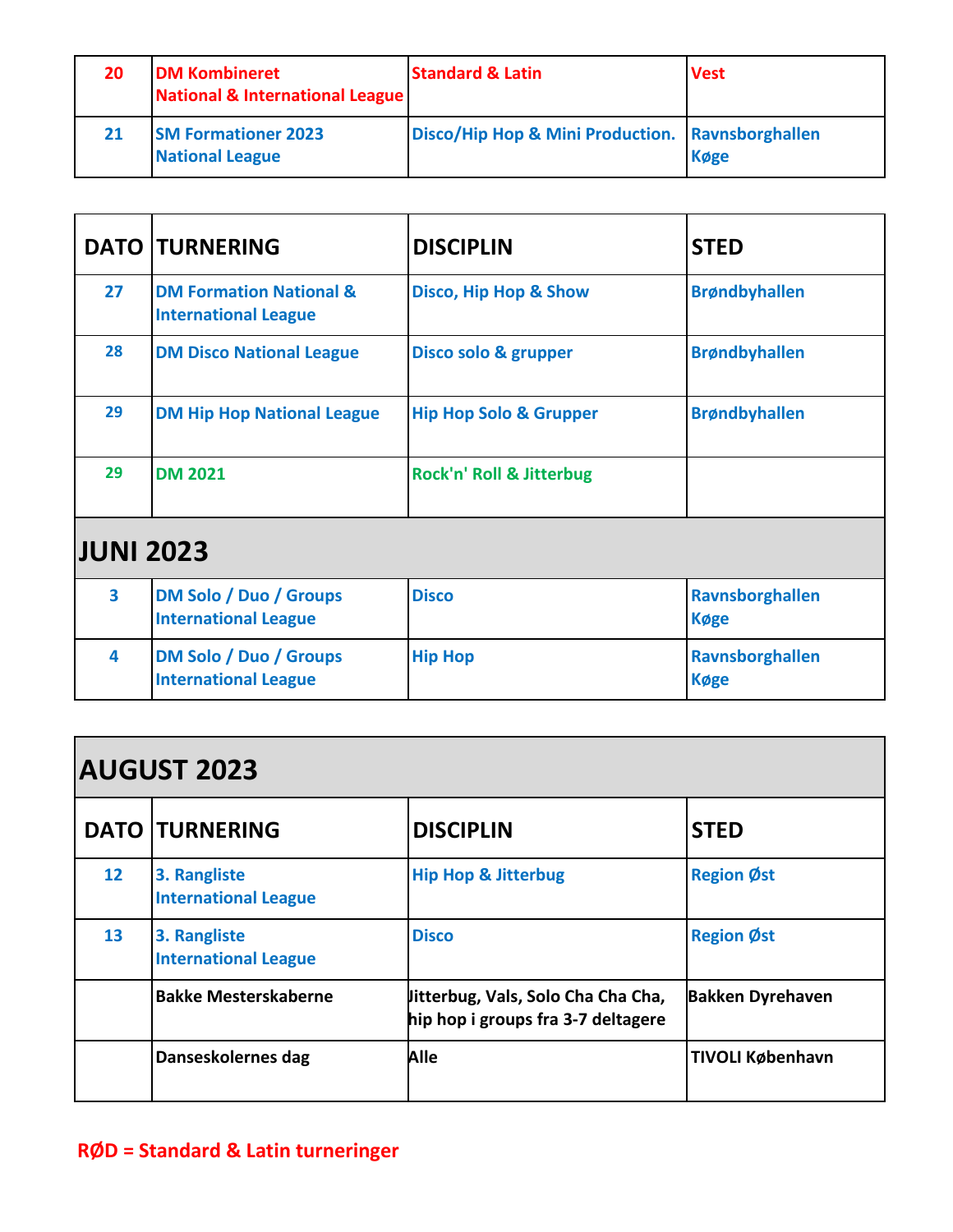| | | | |
|---|---|---|---|
| 20 | DM Kombineret<br>National & International League | Standard & Latin | Vest |
| 21 | SM Formationer 2023<br>National League | Disco/Hip Hop & Mini Production. | Ravnsborghallen<br>Køge |

| DATO | TURNERING | DISCIPLIN | STED |
|---|---|---|---|
| 27 | DM Formation National & International League | Disco, Hip Hop & Show | Brøndbyhallen |
| 28 | DM Disco National League | Disco solo & grupper | Brøndbyhallen |
| 29 | DM Hip Hop National League | Hip Hop Solo & Grupper | Brøndbyhallen |
| 29 | DM 2021 | Rock'n' Roll & Jitterbug | |
| **JUNI 2023** | | | |
| 3 | DM Solo / Duo / Groups<br>International League | Disco | Ravnsborghallen<br>Køge |
| 4 | DM Solo / Duo / Groups<br>International League | Hip Hop | Ravnsborghallen<br>Køge |

## AUGUST 2023

| DATO | TURNERING | DISCIPLIN | STED |
|---|---|---|---|
| 12 | 3. Rangliste<br>International League | Hip Hop & Jitterbug | Region Øst |
| 13 | 3. Rangliste<br>International League | Disco | Region Øst |
| | Bakke Mesterskaberne | Jitterbug, Vals, Solo Cha Cha Cha, hip hop i groups fra 3-7 deltagere | Bakken Dyrehaven |
| | Danseskolernes dag | Alle | TIVOLI København |

**RØD = Standard & Latin turneringer**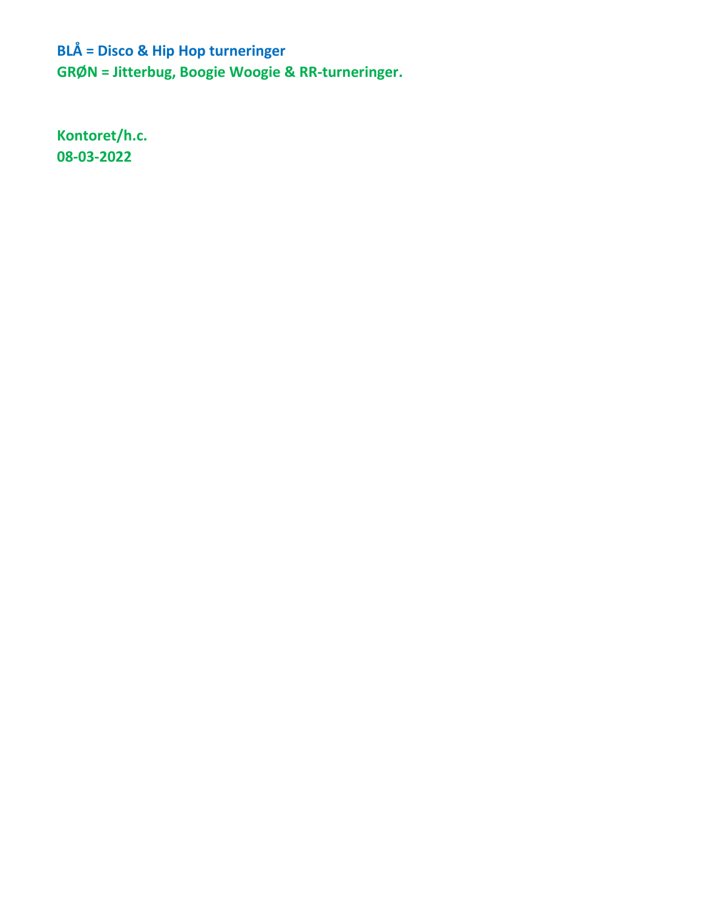**BLÅ = Disco & Hip Hop turneringer**
**GRØN = Jitterbug, Boogie Woogie & RR-turneringer.**

**Kontoret/h.c.**
**08-03-2022**